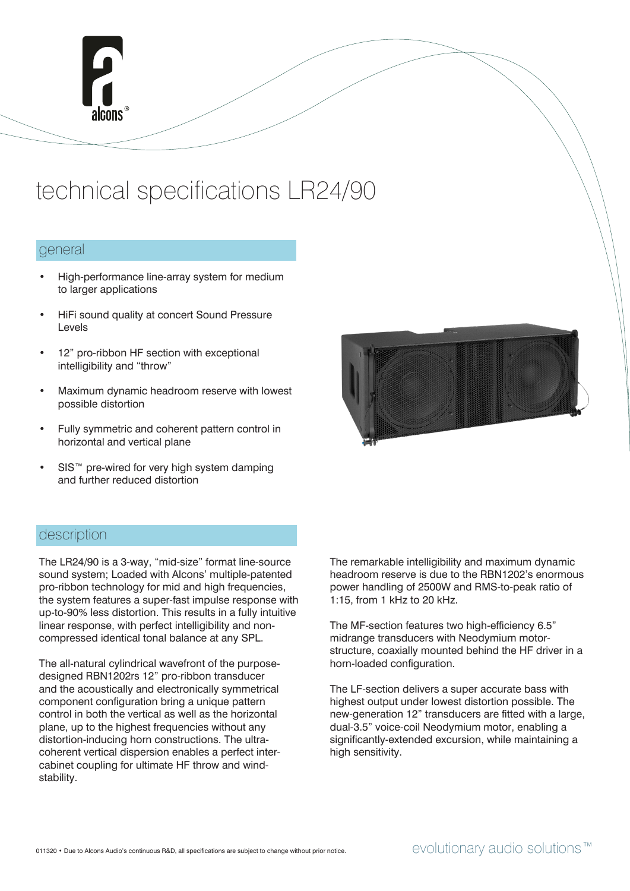# technical specifications LR24/90

## general

- High-performance line-array system for medium to larger applications
- HiFi sound quality at concert Sound Pressure Levels
- 12" pro-ribbon HF section with exceptional intelligibility and "throw"
- Maximum dynamic headroom reserve with lowest possible distortion
- Fully symmetric and coherent pattern control in horizontal and vertical plane
- SIS™ pre-wired for very high system damping and further reduced distortion

## description

The LR24/90 is a 3-way, "mid-size" format line-source sound system; Loaded with Alcons' multiple-patented pro-ribbon technology for mid and high frequencies, the system features a super-fast impulse response with up-to-90% less distortion. This results in a fully intuitive linear response, with perfect intelligibility and non-compressed identical tonal balance at any SPL.

The all-natural cylindrical wavefront of the purpose-designed RBN1202rs 12" pro-ribbon transducer and the acoustically and electronically symmetrical component configuration bring a unique pattern control in both the vertical as well as the horizontal plane, up to the highest frequencies without any distortion-inducing horn constructions. The ultra-coherent vertical dispersion enables a perfect inter-cabinet coupling for ultimate HF throw and wind-stability.

The remarkable intelligibility and maximum dynamic headroom reserve is due to the RBN1202's enormous power handling of 2500W and RMS-to-peak ratio of 1:15, from 1 kHz to 20 kHz.

The MF-section features two high-efficiency 6.5" midrange transducers with Neodymium motor-structure, coaxially mounted behind the HF driver in a horn-loaded configuration.

The LF-section delivers a super accurate bass with highest output under lowest distortion possible. The new-generation 12" transducers are fitted with a large, dual-3.5" voice-coil Neodymium motor, enabling a significantly-extended excursion, while maintaining a high sensitivity.

011320 • Due to Alcons Audio's continuous R&D, all specifications are subject to change without prior notice.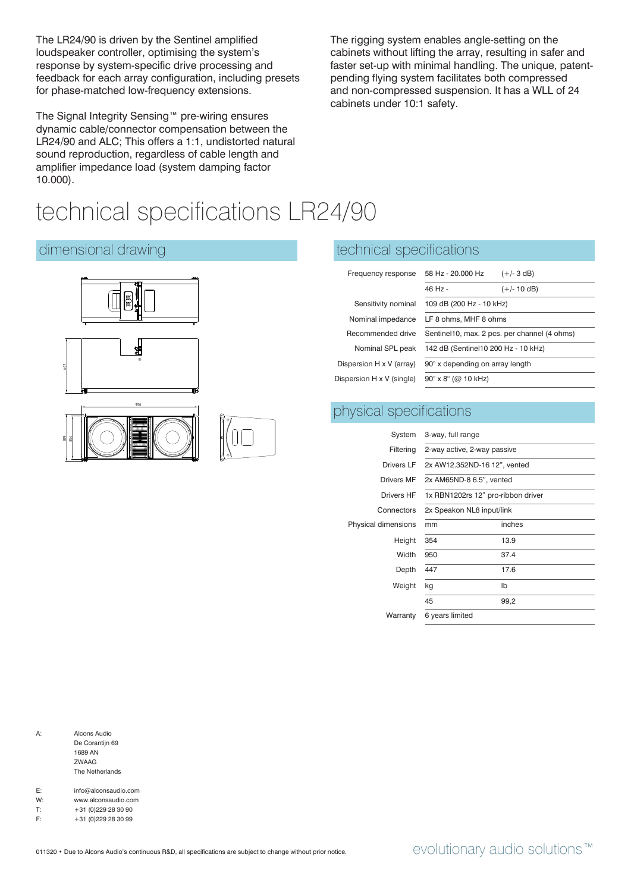The LR24/90 is driven by the Sentinel amplified loudspeaker controller, optimising the system's response by system-specific drive processing and feedback for each array configuration, including presets for phase-matched low-frequency extensions.

The Signal Integrity Sensing™ pre-wiring ensures dynamic cable/connector compensation between the LR24/90 and ALC; This offers a 1:1, undistorted natural sound reproduction, regardless of cable length and amplifier impedance load (system damping factor 10.000).

The rigging system enables angle-setting on the cabinets without lifting the array, resulting in safer and faster set-up with minimal handling. The unique, patent-pending flying system facilitates both compressed and non-compressed suspension. It has a WLL of 24 cabinets under 10:1 safety.

# technical specifications LR24/90

## dimensional drawing

447

950

389 354

## technical specifications

| | | |
|---|---|---|
| Frequency response | 58 Hz - 20.000 Hz | (+/- 3 dB) |
| | 46 Hz - | (+/- 10 dB) |
| Sensitivity nominal | 109 dB (200 Hz - 10 kHz) | |
| Nominal impedance | LF 8 ohms, MHF 8 ohms | |
| Recommended drive | Sentinel10, max. 2 pcs. per channel (4 ohms) | |
| Nominal SPL peak | 142 dB (Sentinel10 200 Hz - 10 kHz) | |
| Dispersion H x V (array) | 90° x depending on array length | |
| Dispersion H x V (single) | 90° x 8° (@ 10 kHz) | |

## physical specifications

| | | |
|---|---|---|
| System | 3-way, full range | |
| Filtering | 2-way active, 2-way passive | |
| Drivers LF | 2x AW12.352ND-16 12", vented | |
| Drivers MF | 2x AM65ND-8 6.5", vented | |
| Drivers HF | 1x RBN1202rs 12" pro-ribbon driver | |
| Connectors | 2x Speakon NL8 input/link | |
| Physical dimensions | mm | inches |
| Height | 354 | 13.9 |
| Width | 950 | 37.4 |
| Depth | 447 | 17.6 |
| Weight | kg | lb |
| | 45 | 99,2 |
| Warranty | 6 years limited | |

A: Alcons Audio
De Corantijn 69
1689 AN
ZWAAG
The Netherlands

E: info@alconsaudio.com
W: www.alconsaudio.com
T: +31 (0)229 28 30 90
F: +31 (0)229 28 30 99

011320 • Due to Alcons Audio's continuous R&D, all specifications are subject to change without prior notice.

evolutionary audio solutions™